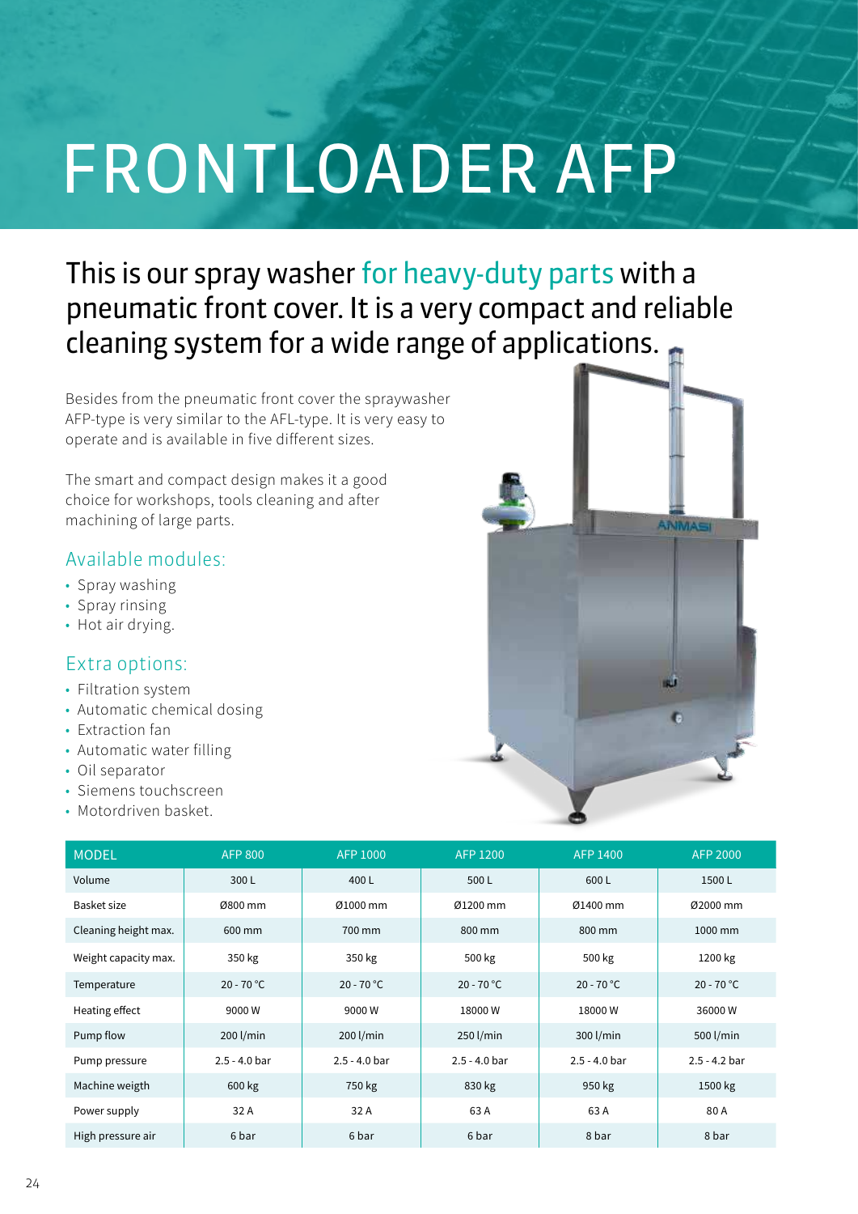# FRONTLOADER AFP

## This is our spray washer for heavy-duty parts with a pneumatic front cover. It is a very compact and reliable cleaning system for a wide range of applications.

Besides from the pneumatic front cover the spraywasher AFP-type is very similar to the AFL-type. It is very easy to operate and is available in five different sizes.

The smart and compact design makes it a good choice for workshops, tools cleaning and after machining of large parts.

### Available modules:

- Spray washing
- Spray rinsing
- Hot air drying.

### Extra options:

- Filtration system
- Automatic chemical dosing
- Extraction fan
- Automatic water filling
- Oil separator
- Siemens touchscreen
- Motordriven basket.

| MODEL | AFP 800 | AFP 1000 | AFP 1200 | AFP 1400 | AFP 2000 |
|---|---|---|---|---|---|
| Volume | 300 L | 400 L | 500 L | 600 L | 1500 L |
| Basket size | Ø800 mm | Ø1000 mm | Ø1200 mm | Ø1400 mm | Ø2000 mm |
| Cleaning height max. | 600 mm | 700 mm | 800 mm | 800 mm | 1000 mm |
| Weight capacity max. | 350 kg | 350 kg | 500 kg | 500 kg | 1200 kg |
| Temperature | 20 - 70 °C | 20 - 70 °C | 20 - 70 °C | 20 - 70 °C | 20 - 70 °C |
| Heating effect | 9000 W | 9000 W | 18000 W | 18000 W | 36000 W |
| Pump flow | 200 l/min | 200 l/min | 250 l/min | 300 l/min | 500 l/min |
| Pump pressure | 2.5 - 4.0 bar | 2.5 - 4.0 bar | 2.5 - 4.0 bar | 2.5 - 4.0 bar | 2.5 - 4.2 bar |
| Machine weigth | 600 kg | 750 kg | 830 kg | 950 kg | 1500 kg |
| Power supply | 32 A | 32 A | 63 A | 63 A | 80 A |
| High pressure air | 6 bar | 6 bar | 6 bar | 8 bar | 8 bar |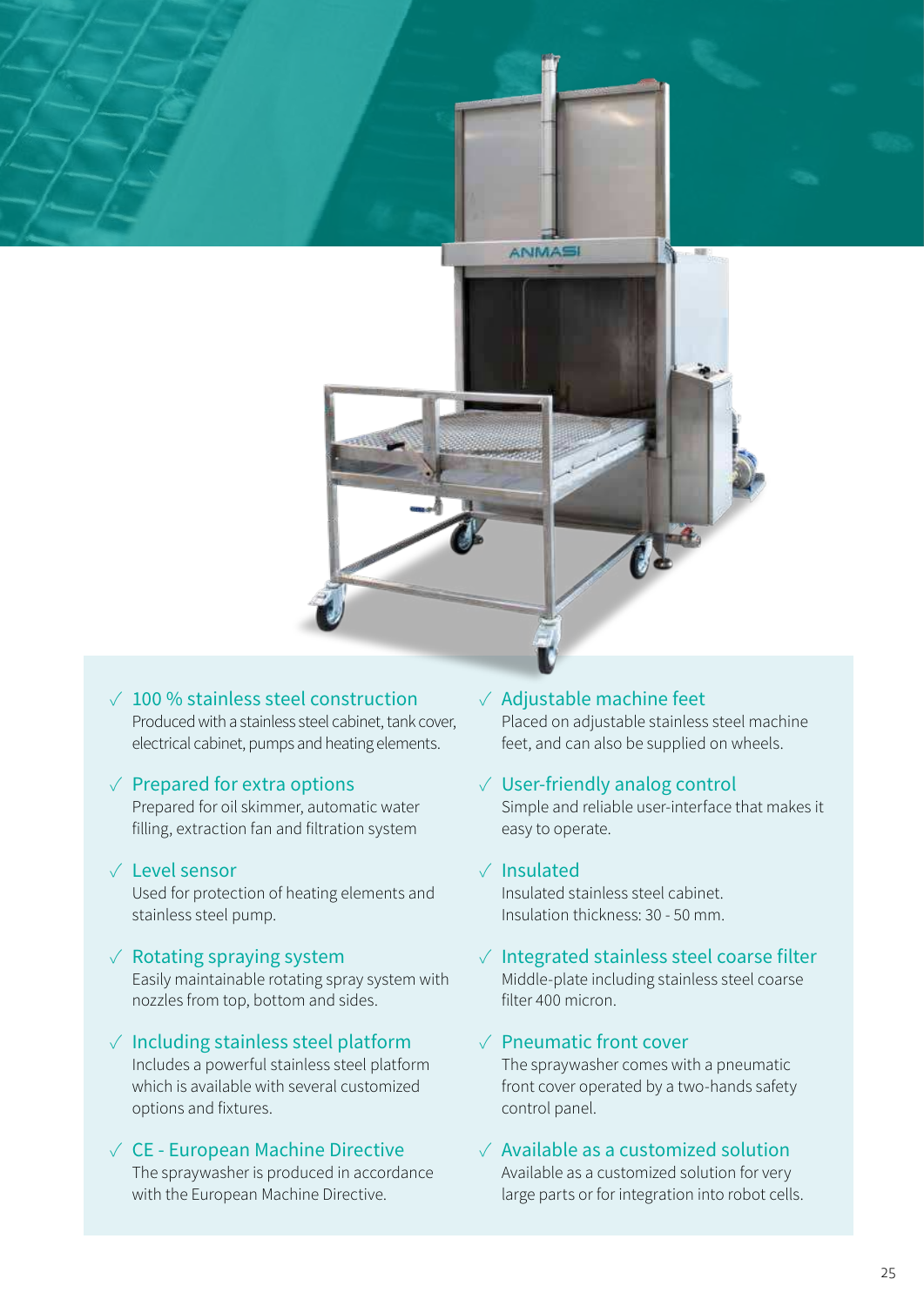- ✓ **100 % stainless steel construction**
  Produced with a stainless steel cabinet, tank cover, electrical cabinet, pumps and heating elements.

- ✓ **Prepared for extra options**
  Prepared for oil skimmer, automatic water filling, extraction fan and filtration system

- ✓ **Level sensor**
  Used for protection of heating elements and stainless steel pump.

- ✓ **Rotating spraying system**
  Easily maintainable rotating spray system with nozzles from top, bottom and sides.

- ✓ **Including stainless steel platform**
  Includes a powerful stainless steel platform which is available with several customized options and fixtures.

- ✓ **CE - European Machine Directive**
  The spraywasher is produced in accordance with the European Machine Directive.

- ✓ **Adjustable machine feet**
  Placed on adjustable stainless steel machine feet, and can also be supplied on wheels.

- ✓ **User-friendly analog control**
  Simple and reliable user-interface that makes it easy to operate.

- ✓ **Insulated**
  Insulated stainless steel cabinet.
  Insulation thickness: 30 - 50 mm.

- ✓ **Integrated stainless steel coarse filter**
  Middle-plate including stainless steel coarse filter 400 micron.

- ✓ **Pneumatic front cover**
  The spraywasher comes with a pneumatic front cover operated by a two-hands safety control panel.

- ✓ **Available as a customized solution**
  Available as a customized solution for very large parts or for integration into robot cells.